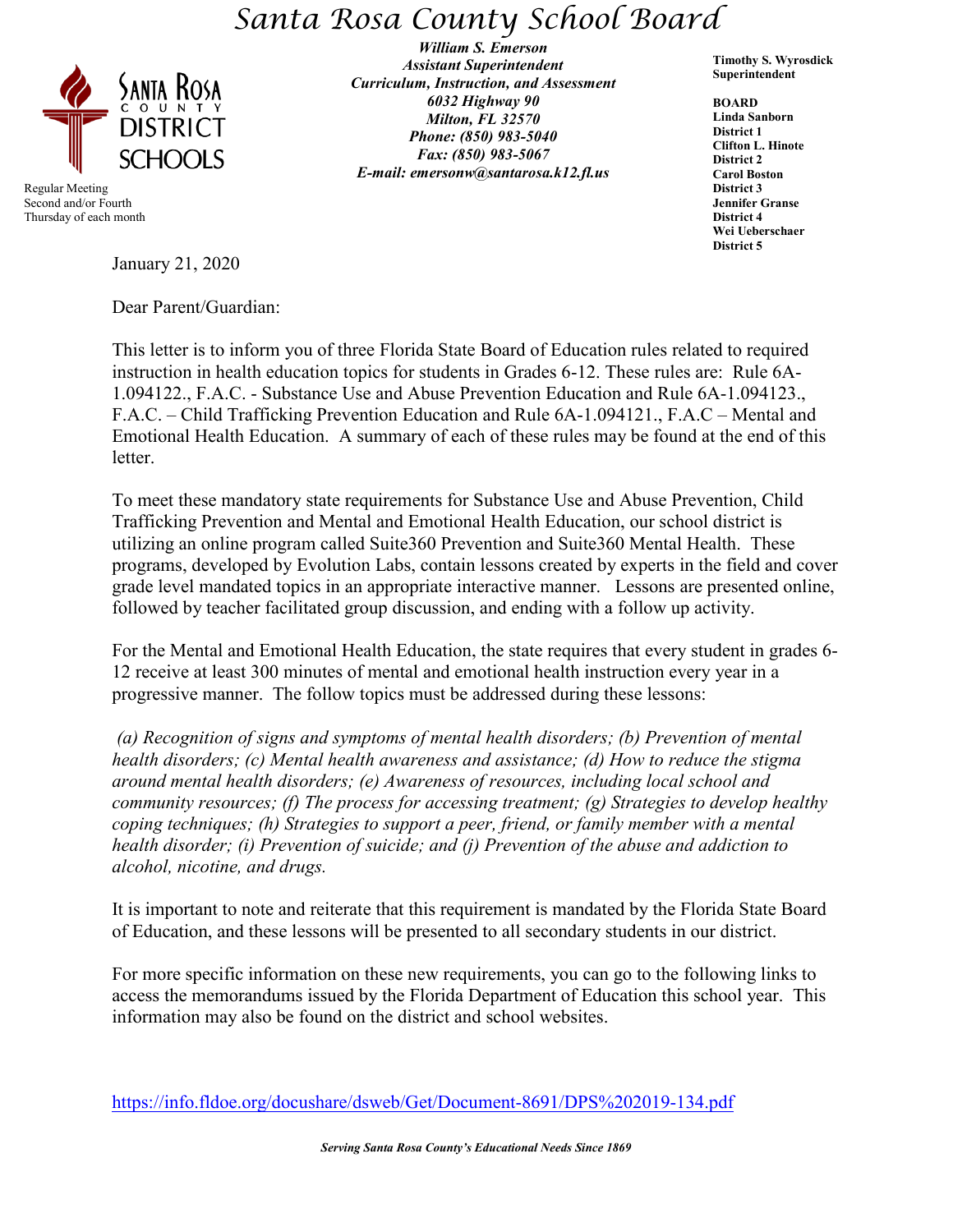# Santa Rosa County School Board

SANTA ROSA COUNTY DISTRICT SCHOOLS

Regular Meeting
Second and/or Fourth
Thursday of each month

***William S. Emerson***
***Assistant Superintendent***
***Curriculum, Instruction, and Assessment***
***6032 Highway 90***
***Milton, FL 32570***
***Phone: (850) 983-5040***
***Fax: (850) 983-5067***
***E-mail: emersonw@santarosa.k12.fl.us***

**Timothy S. Wyrosdick**
**Superintendent**

**BOARD**
**Linda Sanborn**
**District 1**
**Clifton L. Hinote**
**District 2**
**Carol Boston**
**District 3**
**Jennifer Granse**
**District 4**
**Wei Ueberschaer**
**District 5**

January 21, 2020

Dear Parent/Guardian:

This letter is to inform you of three Florida State Board of Education rules related to required instruction in health education topics for students in Grades 6-12. These rules are: Rule 6A-1.094122., F.A.C. - Substance Use and Abuse Prevention Education and Rule 6A-1.094123., F.A.C. – Child Trafficking Prevention Education and Rule 6A-1.094121., F.A.C – Mental and Emotional Health Education. A summary of each of these rules may be found at the end of this letter.

To meet these mandatory state requirements for Substance Use and Abuse Prevention, Child Trafficking Prevention and Mental and Emotional Health Education, our school district is utilizing an online program called Suite360 Prevention and Suite360 Mental Health. These programs, developed by Evolution Labs, contain lessons created by experts in the field and cover grade level mandated topics in an appropriate interactive manner. Lessons are presented online, followed by teacher facilitated group discussion, and ending with a follow up activity.

For the Mental and Emotional Health Education, the state requires that every student in grades 6-12 receive at least 300 minutes of mental and emotional health instruction every year in a progressive manner. The follow topics must be addressed during these lessons:

*(a) Recognition of signs and symptoms of mental health disorders; (b) Prevention of mental health disorders; (c) Mental health awareness and assistance; (d) How to reduce the stigma around mental health disorders; (e) Awareness of resources, including local school and community resources; (f) The process for accessing treatment; (g) Strategies to develop healthy coping techniques; (h) Strategies to support a peer, friend, or family member with a mental health disorder; (i) Prevention of suicide; and (j) Prevention of the abuse and addiction to alcohol, nicotine, and drugs.*

It is important to note and reiterate that this requirement is mandated by the Florida State Board of Education, and these lessons will be presented to all secondary students in our district.

For more specific information on these new requirements, you can go to the following links to access the memorandums issued by the Florida Department of Education this school year. This information may also be found on the district and school websites.

https://info.fldoe.org/docushare/dsweb/Get/Document-8691/DPS%202019-134.pdf

*Serving Santa Rosa County's Educational Needs Since 1869*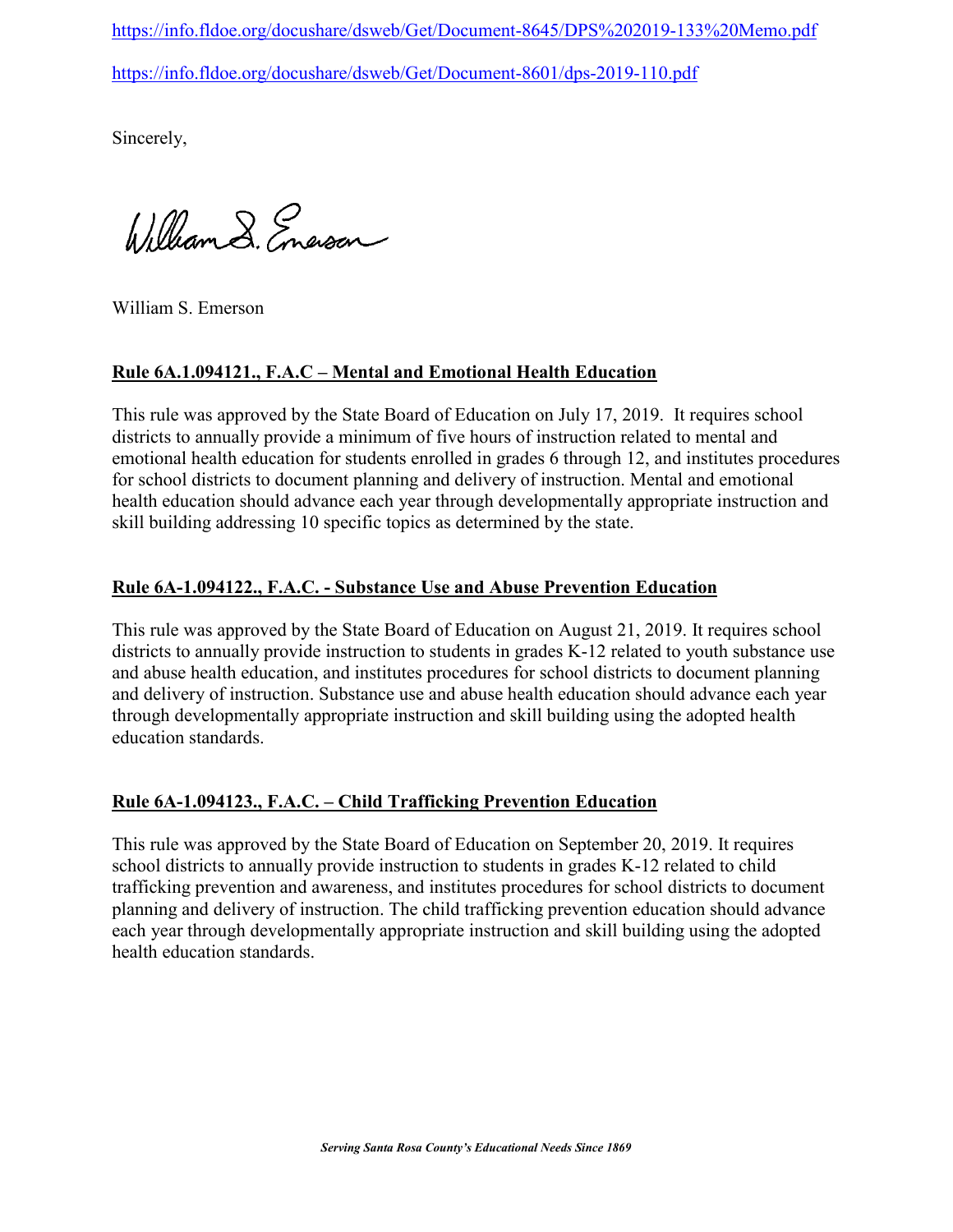https://info.fldoe.org/docushare/dsweb/Get/Document-8645/DPS%202019-133%20Memo.pdf

https://info.fldoe.org/docushare/dsweb/Get/Document-8601/dps-2019-110.pdf

Sincerely,

William S. Emerson

**Rule 6A.1.094121., F.A.C – Mental and Emotional Health Education**

This rule was approved by the State Board of Education on July 17, 2019. It requires school districts to annually provide a minimum of five hours of instruction related to mental and emotional health education for students enrolled in grades 6 through 12, and institutes procedures for school districts to document planning and delivery of instruction. Mental and emotional health education should advance each year through developmentally appropriate instruction and skill building addressing 10 specific topics as determined by the state.

**Rule 6A-1.094122., F.A.C. - Substance Use and Abuse Prevention Education**

This rule was approved by the State Board of Education on August 21, 2019. It requires school districts to annually provide instruction to students in grades K-12 related to youth substance use and abuse health education, and institutes procedures for school districts to document planning and delivery of instruction. Substance use and abuse health education should advance each year through developmentally appropriate instruction and skill building using the adopted health education standards.

**Rule 6A-1.094123., F.A.C. – Child Trafficking Prevention Education**

This rule was approved by the State Board of Education on September 20, 2019. It requires school districts to annually provide instruction to students in grades K-12 related to child trafficking prevention and awareness, and institutes procedures for school districts to document planning and delivery of instruction. The child trafficking prevention education should advance each year through developmentally appropriate instruction and skill building using the adopted health education standards.